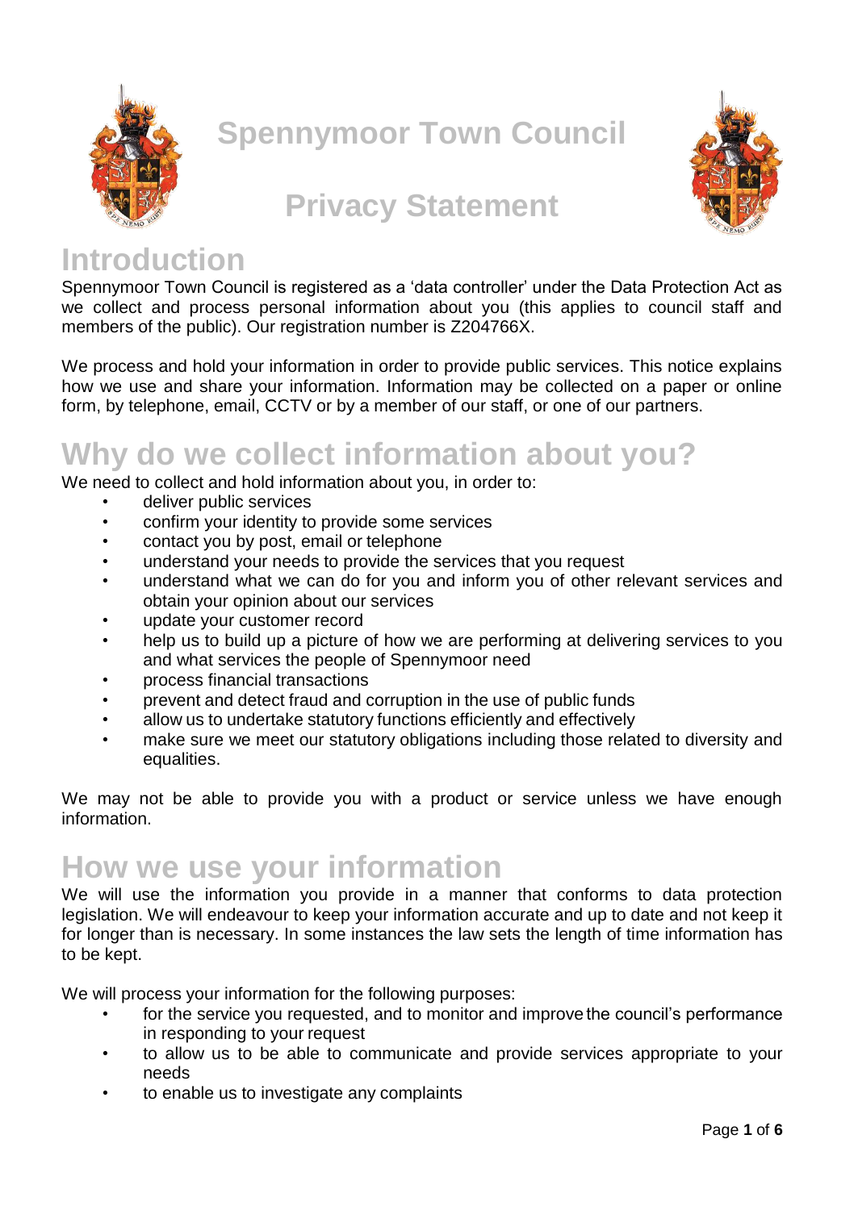# Spennymoor Town Council

# Privacy Statement

## Introduction

Spennymoor Town Council is registered as a 'data controller' under the Data Protection Act as we collect and process personal information about you (this applies to council staff and members of the public). Our registration number is Z204766X.

We process and hold your information in order to provide public services. This notice explains how we use and share your information. Information may be collected on a paper or online form, by telephone, email, CCTV or by a member of our staff, or one of our partners.

## Why do we collect information about you?

We need to collect and hold information about you, in order to:

- deliver public services
- confirm your identity to provide some services
- contact you by post, email or telephone
- understand your needs to provide the services that you request
- understand what we can do for you and inform you of other relevant services and obtain your opinion about our services
- update your customer record
- help us to build up a picture of how we are performing at delivering services to you and what services the people of Spennymoor need
- process financial transactions
- prevent and detect fraud and corruption in the use of public funds
- allow us to undertake statutory functions efficiently and effectively
- make sure we meet our statutory obligations including those related to diversity and equalities.

We may not be able to provide you with a product or service unless we have enough information.

## How we use your information

We will use the information you provide in a manner that conforms to data protection legislation. We will endeavour to keep your information accurate and up to date and not keep it for longer than is necessary. In some instances the law sets the length of time information has to be kept.

We will process your information for the following purposes:

- for the service you requested, and to monitor and improve the council's performance in responding to your request
- to allow us to be able to communicate and provide services appropriate to your needs
- to enable us to investigate any complaints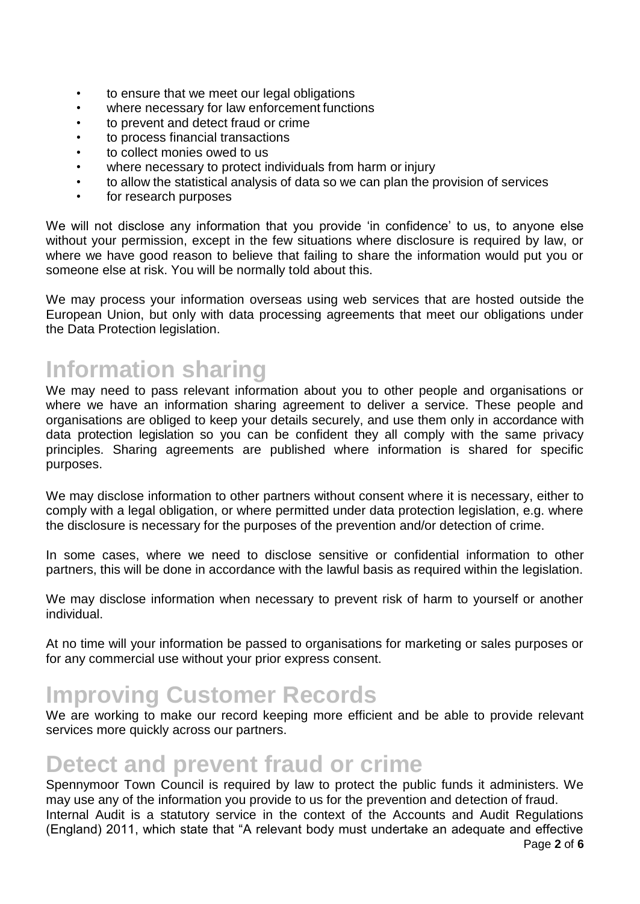- to ensure that we meet our legal obligations
- where necessary for law enforcement functions
- to prevent and detect fraud or crime
- to process financial transactions
- to collect monies owed to us
- where necessary to protect individuals from harm or injury
- to allow the statistical analysis of data so we can plan the provision of services
- for research purposes

We will not disclose any information that you provide 'in confidence' to us, to anyone else without your permission, except in the few situations where disclosure is required by law, or where we have good reason to believe that failing to share the information would put you or someone else at risk. You will be normally told about this.

We may process your information overseas using web services that are hosted outside the European Union, but only with data processing agreements that meet our obligations under the Data Protection legislation.

# Information sharing

We may need to pass relevant information about you to other people and organisations or where we have an information sharing agreement to deliver a service. These people and organisations are obliged to keep your details securely, and use them only in accordance with data protection legislation so you can be confident they all comply with the same privacy principles. Sharing agreements are published where information is shared for specific purposes.

We may disclose information to other partners without consent where it is necessary, either to comply with a legal obligation, or where permitted under data protection legislation, e.g. where the disclosure is necessary for the purposes of the prevention and/or detection of crime.

In some cases, where we need to disclose sensitive or confidential information to other partners, this will be done in accordance with the lawful basis as required within the legislation.

We may disclose information when necessary to prevent risk of harm to yourself or another individual.

At no time will your information be passed to organisations for marketing or sales purposes or for any commercial use without your prior express consent.

# Improving Customer Records

We are working to make our record keeping more efficient and be able to provide relevant services more quickly across our partners.

# Detect and prevent fraud or crime

Spennymoor Town Council is required by law to protect the public funds it administers. We may use any of the information you provide to us for the prevention and detection of fraud.
Internal Audit is a statutory service in the context of the Accounts and Audit Regulations (England) 2011, which state that "A relevant body must undertake an adequate and effective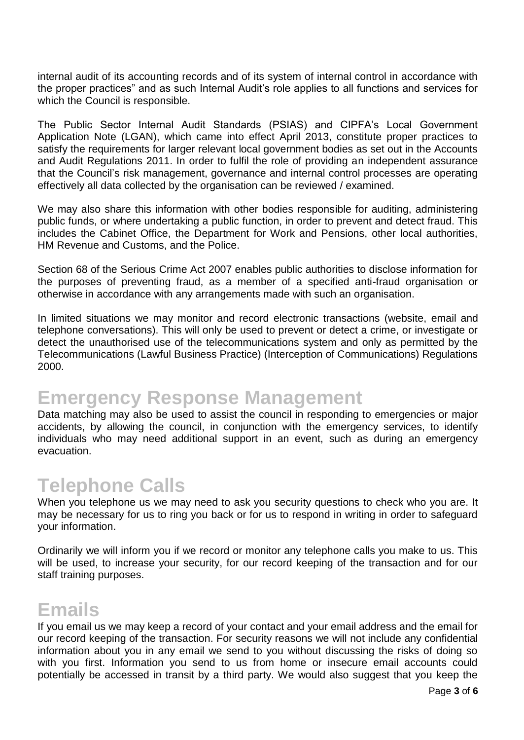internal audit of its accounting records and of its system of internal control in accordance with the proper practices" and as such Internal Audit's role applies to all functions and services for which the Council is responsible.

The Public Sector Internal Audit Standards (PSIAS) and CIPFA's Local Government Application Note (LGAN), which came into effect April 2013, constitute proper practices to satisfy the requirements for larger relevant local government bodies as set out in the Accounts and Audit Regulations 2011. In order to fulfil the role of providing an independent assurance that the Council's risk management, governance and internal control processes are operating effectively all data collected by the organisation can be reviewed / examined.

We may also share this information with other bodies responsible for auditing, administering public funds, or where undertaking a public function, in order to prevent and detect fraud. This includes the Cabinet Office, the Department for Work and Pensions, other local authorities, HM Revenue and Customs, and the Police.

Section 68 of the Serious Crime Act 2007 enables public authorities to disclose information for the purposes of preventing fraud, as a member of a specified anti-fraud organisation or otherwise in accordance with any arrangements made with such an organisation.

In limited situations we may monitor and record electronic transactions (website, email and telephone conversations). This will only be used to prevent or detect a crime, or investigate or detect the unauthorised use of the telecommunications system and only as permitted by the Telecommunications (Lawful Business Practice) (Interception of Communications) Regulations 2000.

# Emergency Response Management

Data matching may also be used to assist the council in responding to emergencies or major accidents, by allowing the council, in conjunction with the emergency services, to identify individuals who may need additional support in an event, such as during an emergency evacuation.

# Telephone Calls

When you telephone us we may need to ask you security questions to check who you are. It may be necessary for us to ring you back or for us to respond in writing in order to safeguard your information.

Ordinarily we will inform you if we record or monitor any telephone calls you make to us. This will be used, to increase your security, for our record keeping of the transaction and for our staff training purposes.

# Emails

If you email us we may keep a record of your contact and your email address and the email for our record keeping of the transaction. For security reasons we will not include any confidential information about you in any email we send to you without discussing the risks of doing so with you first. Information you send to us from home or insecure email accounts could potentially be accessed in transit by a third party. We would also suggest that you keep the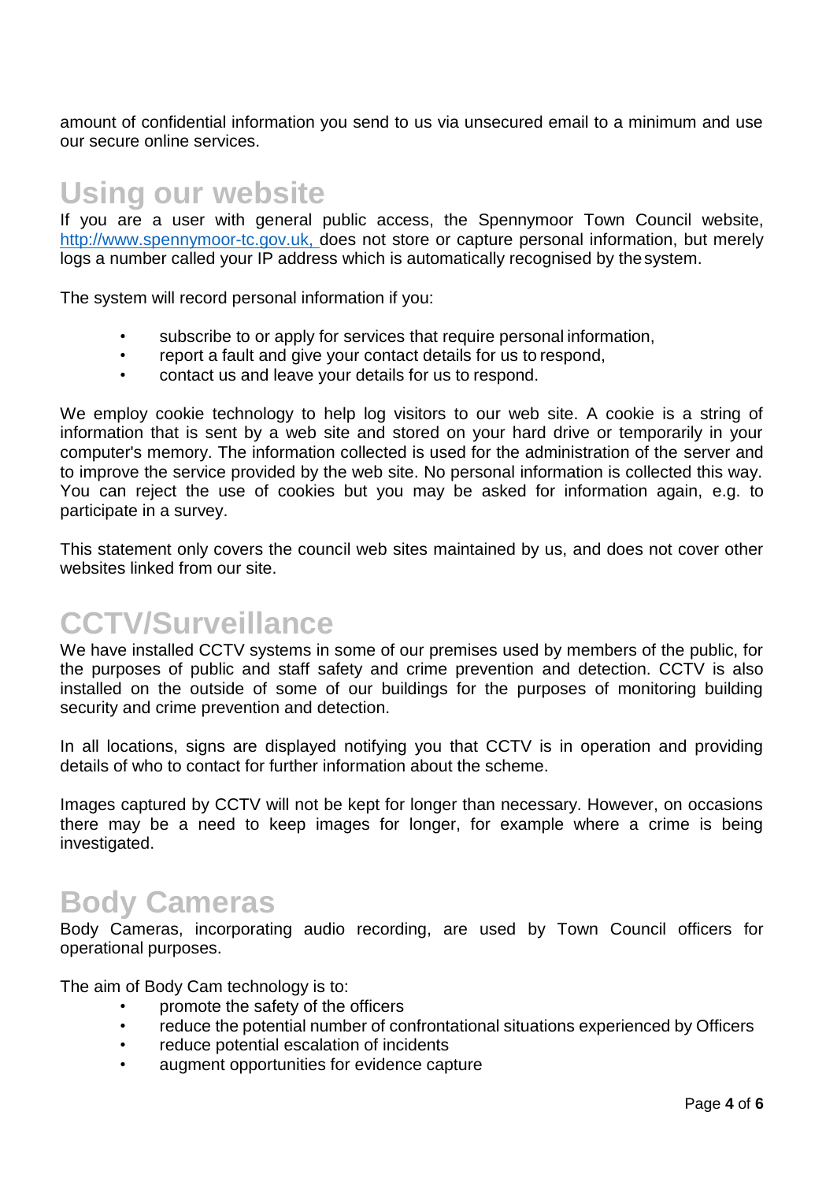amount of confidential information you send to us via unsecured email to a minimum and use our secure online services.

## Using our website

If you are a user with general public access, the Spennymoor Town Council website, [http://www.spennymoor-tc.gov.uk,](http://www.spennymoor-tc.gov.uk) does not store or capture personal information, but merely logs a number called your IP address which is automatically recognised by the system.

The system will record personal information if you:

- subscribe to or apply for services that require personal information,
- report a fault and give your contact details for us to respond,
- contact us and leave your details for us to respond.

We employ cookie technology to help log visitors to our web site. A cookie is a string of information that is sent by a web site and stored on your hard drive or temporarily in your computer's memory. The information collected is used for the administration of the server and to improve the service provided by the web site. No personal information is collected this way. You can reject the use of cookies but you may be asked for information again, e.g. to participate in a survey.

This statement only covers the council web sites maintained by us, and does not cover other websites linked from our site.

## CCTV/Surveillance

We have installed CCTV systems in some of our premises used by members of the public, for the purposes of public and staff safety and crime prevention and detection. CCTV is also installed on the outside of some of our buildings for the purposes of monitoring building security and crime prevention and detection.

In all locations, signs are displayed notifying you that CCTV is in operation and providing details of who to contact for further information about the scheme.

Images captured by CCTV will not be kept for longer than necessary. However, on occasions there may be a need to keep images for longer, for example where a crime is being investigated.

## Body Cameras

Body Cameras, incorporating audio recording, are used by Town Council officers for operational purposes.

The aim of Body Cam technology is to:

- promote the safety of the officers
- reduce the potential number of confrontational situations experienced by Officers
- reduce potential escalation of incidents
- augment opportunities for evidence capture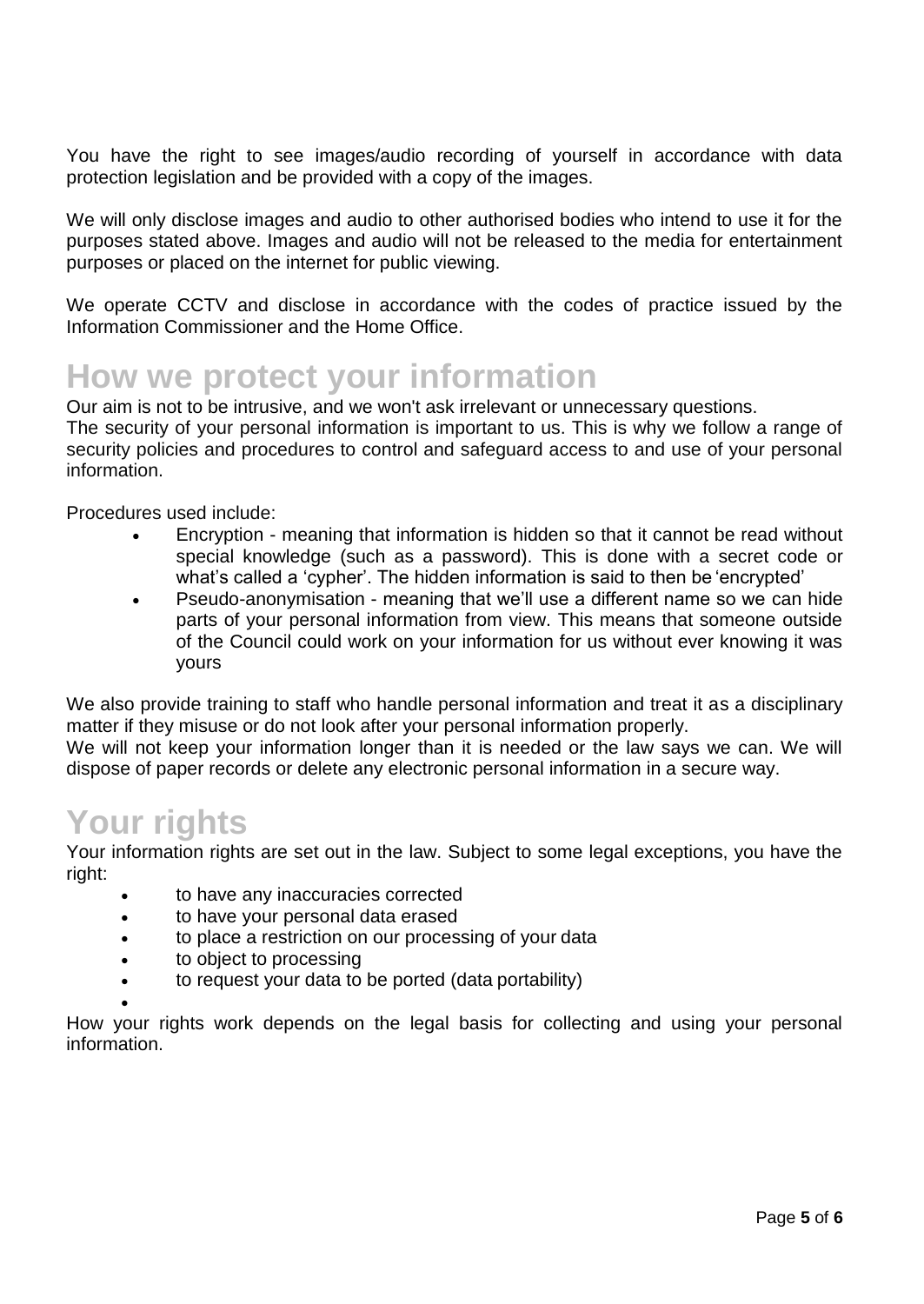You have the right to see images/audio recording of yourself in accordance with data protection legislation and be provided with a copy of the images.

We will only disclose images and audio to other authorised bodies who intend to use it for the purposes stated above. Images and audio will not be released to the media for entertainment purposes or placed on the internet for public viewing.

We operate CCTV and disclose in accordance with the codes of practice issued by the Information Commissioner and the Home Office.

# How we protect your information

Our aim is not to be intrusive, and we won't ask irrelevant or unnecessary questions.
The security of your personal information is important to us. This is why we follow a range of security policies and procedures to control and safeguard access to and use of your personal information.

Procedures used include:

- Encryption - meaning that information is hidden so that it cannot be read without special knowledge (such as a password). This is done with a secret code or what's called a 'cypher'. The hidden information is said to then be 'encrypted'
- Pseudo-anonymisation - meaning that we'll use a different name so we can hide parts of your personal information from view. This means that someone outside of the Council could work on your information for us without ever knowing it was yours

We also provide training to staff who handle personal information and treat it as a disciplinary matter if they misuse or do not look after your personal information properly.
We will not keep your information longer than it is needed or the law says we can. We will dispose of paper records or delete any electronic personal information in a secure way.

# Your rights

Your information rights are set out in the law. Subject to some legal exceptions, you have the right:

- to have any inaccuracies corrected
- to have your personal data erased
- to place a restriction on our processing of your data
- to object to processing
- to request your data to be ported (data portability)

How your rights work depends on the legal basis for collecting and using your personal information.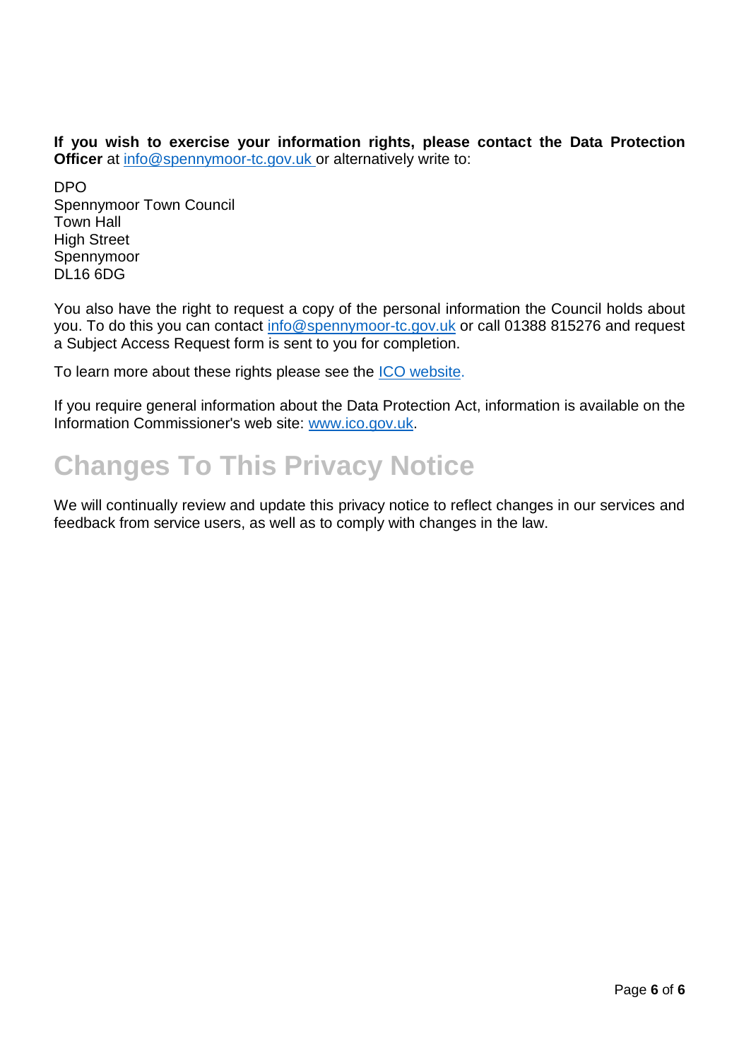**If you wish to exercise your information rights, please contact the Data Protection Officer** at info@spennymoor-tc.gov.uk or alternatively write to:

DPO
Spennymoor Town Council
Town Hall
High Street
Spennymoor
DL16 6DG

You also have the right to request a copy of the personal information the Council holds about you. To do this you can contact info@spennymoor-tc.gov.uk or call 01388 815276 and request a Subject Access Request form is sent to you for completion.

To learn more about these rights please see the ICO website.

If you require general information about the Data Protection Act, information is available on the Information Commissioner's web site: www.ico.gov.uk.

# Changes To This Privacy Notice

We will continually review and update this privacy notice to reflect changes in our services and feedback from service users, as well as to comply with changes in the law.